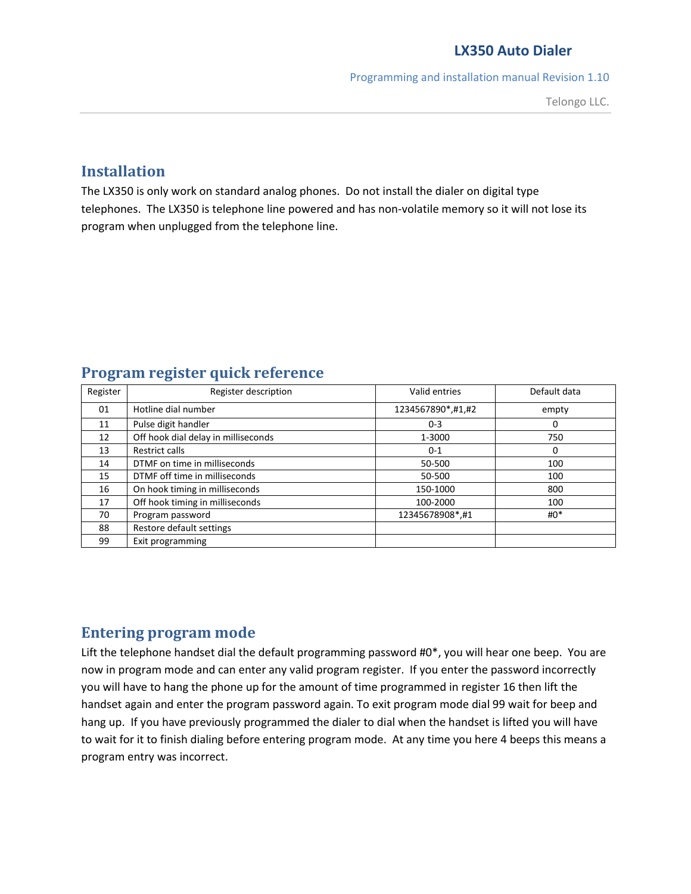# LX350 Auto Dialer

Programming and installation manual Revision 1.10

Telongo LLC.

## Installation

The LX350 is only work on standard analog phones. Do not install the dialer on digital type telephones. The LX350 is telephone line powered and has non-volatile memory so it will not lose its program when unplugged from the telephone line.

## Program register quick reference

| Register | Register description | Valid entries | Default data |
|---|---|---|---|
| 01 | Hotline dial number | 1234567890*,#1,#2 | empty |
| 11 | Pulse digit handler | 0-3 | 0 |
| 12 | Off hook dial delay in milliseconds | 1-3000 | 750 |
| 13 | Restrict calls | 0-1 | 0 |
| 14 | DTMF on time in milliseconds | 50-500 | 100 |
| 15 | DTMF off time in milliseconds | 50-500 | 100 |
| 16 | On hook timing in milliseconds | 150-1000 | 800 |
| 17 | Off hook timing in milliseconds | 100-2000 | 100 |
| 70 | Program password | 12345678908*,#1 | #0* |
| 88 | Restore default settings | | |
| 99 | Exit programming | | |

## Entering program mode

Lift the telephone handset dial the default programming password #0*, you will hear one beep. You are now in program mode and can enter any valid program register. If you enter the password incorrectly you will have to hang the phone up for the amount of time programmed in register 16 then lift the handset again and enter the program password again. To exit program mode dial 99 wait for beep and hang up. If you have previously programmed the dialer to dial when the handset is lifted you will have to wait for it to finish dialing before entering program mode. At any time you here 4 beeps this means a program entry was incorrect.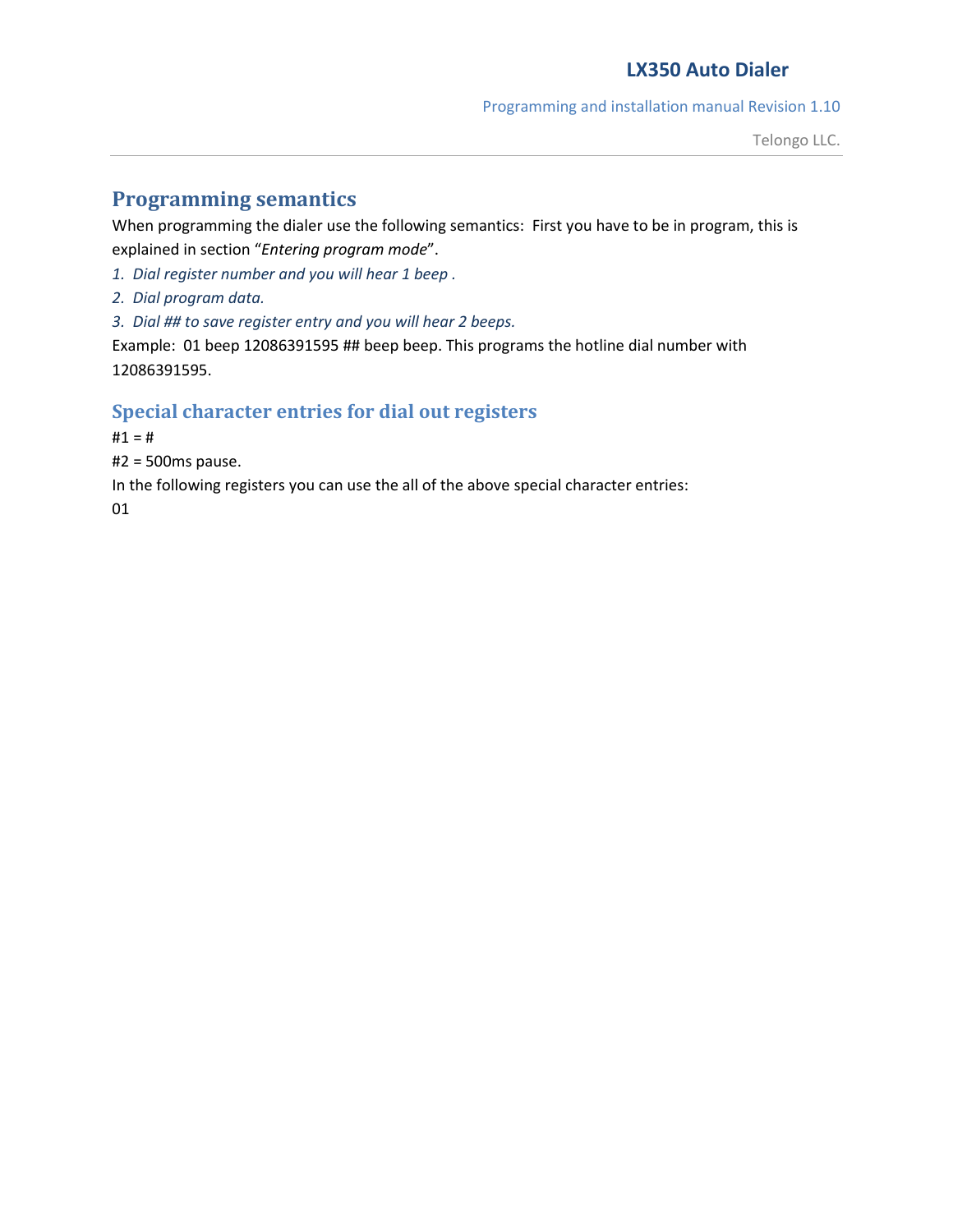## Programming semantics

When programming the dialer use the following semantics: First you have to be in program, this is explained in section "*Entering program mode*".

1. *Dial register number and you will hear 1 beep .*
2. *Dial program data.*
3. *Dial ## to save register entry and you will hear 2 beeps.*

Example: 01 beep 12086391595 ## beep beep. This programs the hotline dial number with 12086391595.

### Special character entries for dial out registers

#1 = #

#2 = 500ms pause.

In the following registers you can use the all of the above special character entries:

01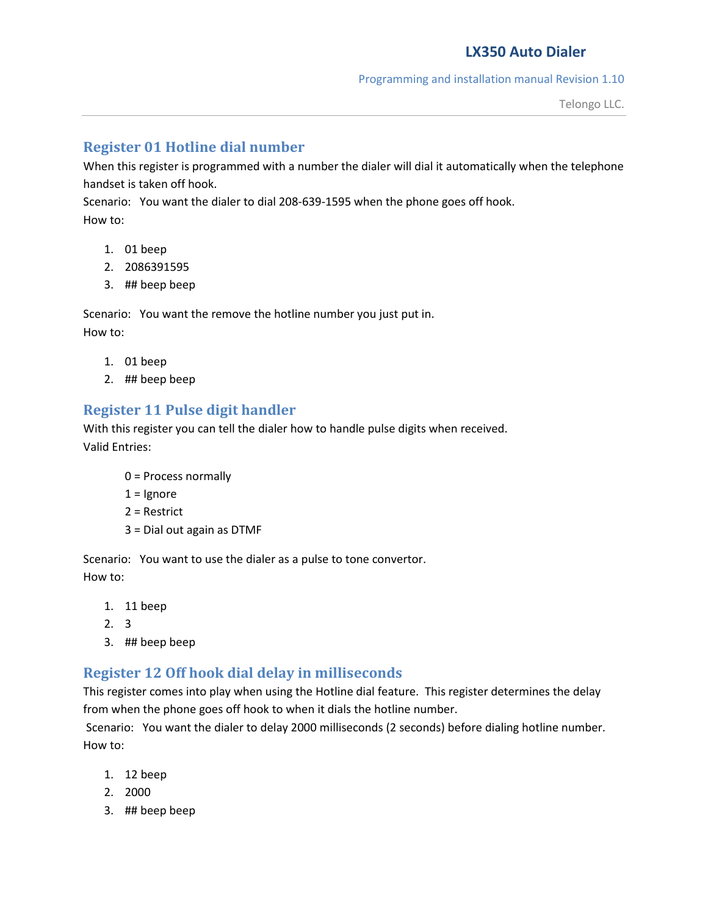## Register 01 Hotline dial number

When this register is programmed with a number the dialer will dial it automatically when the telephone handset is taken off hook.

Scenario: You want the dialer to dial 208-639-1595 when the phone goes off hook.

How to:

1. 01 beep
2. 2086391595
3. ## beep beep

Scenario: You want the remove the hotline number you just put in.

How to:

1. 01 beep
2. ## beep beep

## Register 11 Pulse digit handler

With this register you can tell the dialer how to handle pulse digits when received.

Valid Entries:

0 = Process normally
1 = Ignore
2 = Restrict
3 = Dial out again as DTMF

Scenario: You want to use the dialer as a pulse to tone convertor.

How to:

1. 11 beep
2. 3
3. ## beep beep

## Register 12 Off hook dial delay in milliseconds

This register comes into play when using the Hotline dial feature. This register determines the delay from when the phone goes off hook to when it dials the hotline number.

Scenario: You want the dialer to delay 2000 milliseconds (2 seconds) before dialing hotline number.

How to:

1. 12 beep
2. 2000
3. ## beep beep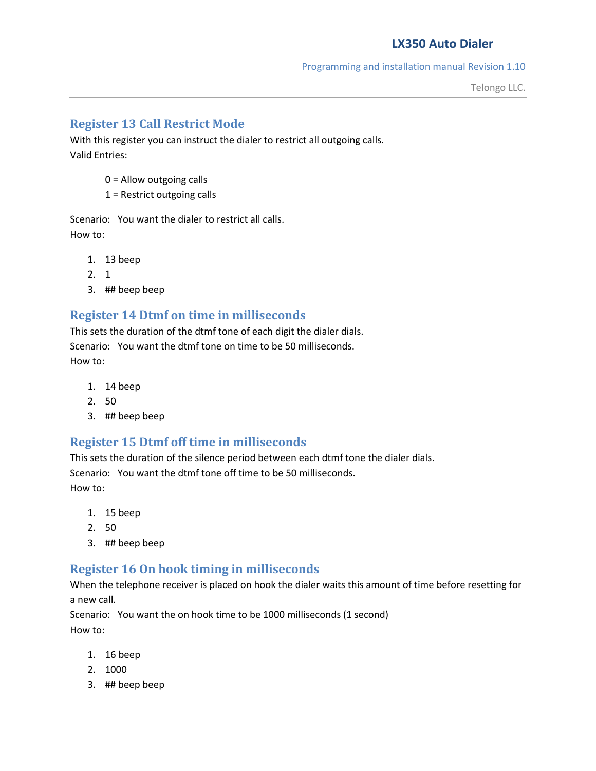## Register 13 Call Restrict Mode

With this register you can instruct the dialer to restrict all outgoing calls.
Valid Entries:

0 = Allow outgoing calls
1 = Restrict outgoing calls

Scenario: You want the dialer to restrict all calls.
How to:

1. 13 beep
2. 1
3. ## beep beep

## Register 14 Dtmf on time in milliseconds

This sets the duration of the dtmf tone of each digit the dialer dials.
Scenario: You want the dtmf tone on time to be 50 milliseconds.
How to:

1. 14 beep
2. 50
3. ## beep beep

## Register 15 Dtmf off time in milliseconds

This sets the duration of the silence period between each dtmf tone the dialer dials.
Scenario: You want the dtmf tone off time to be 50 milliseconds.
How to:

1. 15 beep
2. 50
3. ## beep beep

## Register 16 On hook timing in milliseconds

When the telephone receiver is placed on hook the dialer waits this amount of time before resetting for a new call.
Scenario: You want the on hook time to be 1000 milliseconds (1 second)
How to:

1. 16 beep
2. 1000
3. ## beep beep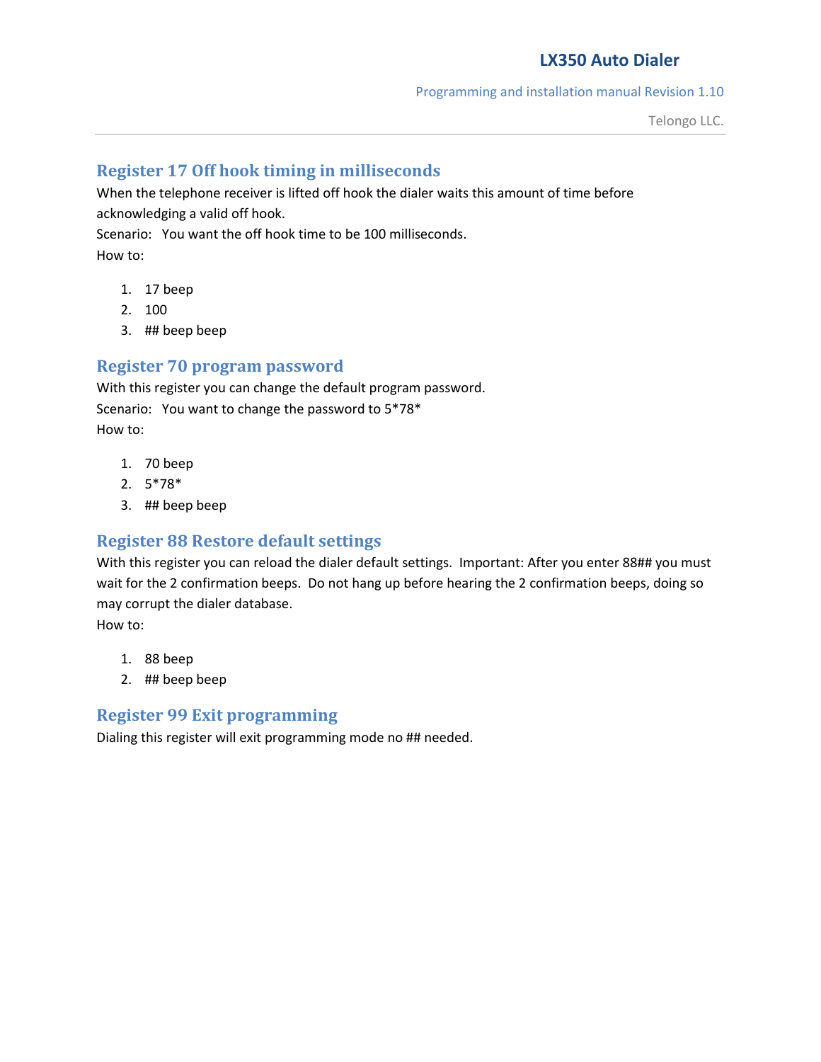## Register 17 Off hook timing in milliseconds

When the telephone receiver is lifted off hook the dialer waits this amount of time before acknowledging a valid off hook.

Scenario: You want the off hook time to be 100 milliseconds.

How to:

1. 17 beep
2. 100
3. ## beep beep

## Register 70 program password

With this register you can change the default program password.

Scenario: You want to change the password to 5*78*

How to:

1. 70 beep
2. 5*78*
3. ## beep beep

## Register 88 Restore default settings

With this register you can reload the dialer default settings. Important: After you enter 88## you must wait for the 2 confirmation beeps. Do not hang up before hearing the 2 confirmation beeps, doing so may corrupt the dialer database.

How to:

1. 88 beep
2. ## beep beep

## Register 99 Exit programming

Dialing this register will exit programming mode no ## needed.